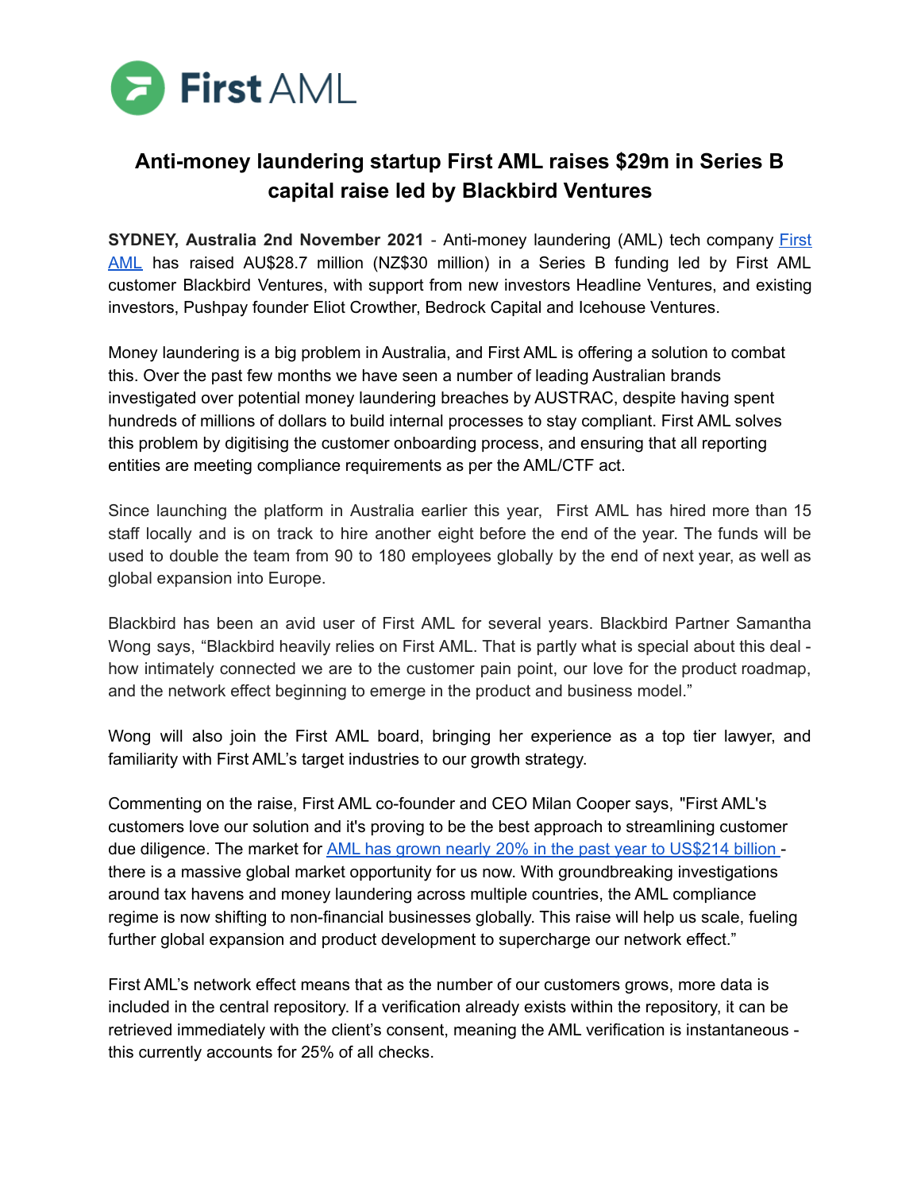First AML

# Anti-money laundering startup First AML raises $29m in Series B capital raise led by Blackbird Ventures

**SYDNEY, Australia 2nd November 2021** - Anti-money laundering (AML) tech company [First AML](#) has raised AU$28.7 million (NZ$30 million) in a Series B funding led by First AML customer Blackbird Ventures, with support from new investors Headline Ventures, and existing investors, Pushpay founder Eliot Crowther, Bedrock Capital and Icehouse Ventures.

Money laundering is a big problem in Australia, and First AML is offering a solution to combat this. Over the past few months we have seen a number of leading Australian brands investigated over potential money laundering breaches by AUSTRAC, despite having spent hundreds of millions of dollars to build internal processes to stay compliant. First AML solves this problem by digitising the customer onboarding process, and ensuring that all reporting entities are meeting compliance requirements as per the AML/CTF act.

Since launching the platform in Australia earlier this year, First AML has hired more than 15 staff locally and is on track to hire another eight before the end of the year. The funds will be used to double the team from 90 to 180 employees globally by the end of next year, as well as global expansion into Europe.

Blackbird has been an avid user of First AML for several years. Blackbird Partner Samantha Wong says, "Blackbird heavily relies on First AML. That is partly what is special about this deal - how intimately connected we are to the customer pain point, our love for the product roadmap, and the network effect beginning to emerge in the product and business model."

Wong will also join the First AML board, bringing her experience as a top tier lawyer, and familiarity with First AML's target industries to our growth strategy.

Commenting on the raise, First AML co-founder and CEO Milan Cooper says, "First AML's customers love our solution and it's proving to be the best approach to streamlining customer due diligence. The market for [AML has grown nearly 20% in the past year to US$214 billion](#) - there is a massive global market opportunity for us now. With groundbreaking investigations around tax havens and money laundering across multiple countries, the AML compliance regime is now shifting to non-financial businesses globally. This raise will help us scale, fueling further global expansion and product development to supercharge our network effect."

First AML's network effect means that as the number of our customers grows, more data is included in the central repository. If a verification already exists within the repository, it can be retrieved immediately with the client's consent, meaning the AML verification is instantaneous - this currently accounts for 25% of all checks.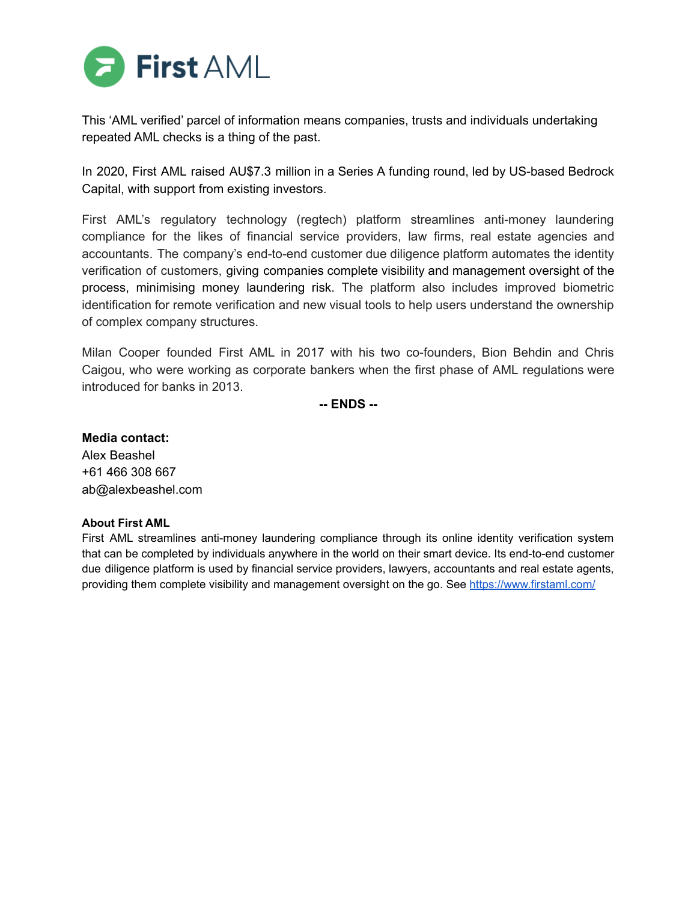This 'AML verified' parcel of information means companies, trusts and individuals undertaking repeated AML checks is a thing of the past.

In 2020, First AML raised AU$7.3 million in a Series A funding round, led by US-based Bedrock Capital, with support from existing investors.

First AML's regulatory technology (regtech) platform streamlines anti-money laundering compliance for the likes of financial service providers, law firms, real estate agencies and accountants. The company's end-to-end customer due diligence platform automates the identity verification of customers, giving companies complete visibility and management oversight of the process, minimising money laundering risk. The platform also includes improved biometric identification for remote verification and new visual tools to help users understand the ownership of complex company structures.

Milan Cooper founded First AML in 2017 with his two co-founders, Bion Behdin and Chris Caigou, who were working as corporate bankers when the first phase of AML regulations were introduced for banks in 2013.

**-- ENDS --**

**Media contact:**
Alex Beashel
+61 466 308 667
ab@alexbeashel.com

**About First AML**
First AML streamlines anti-money laundering compliance through its online identity verification system that can be completed by individuals anywhere in the world on their smart device. Its end-to-end customer due diligence platform is used by financial service providers, lawyers, accountants and real estate agents, providing them complete visibility and management oversight on the go. See [https://www.firstaml.com/](https://www.firstaml.com/)